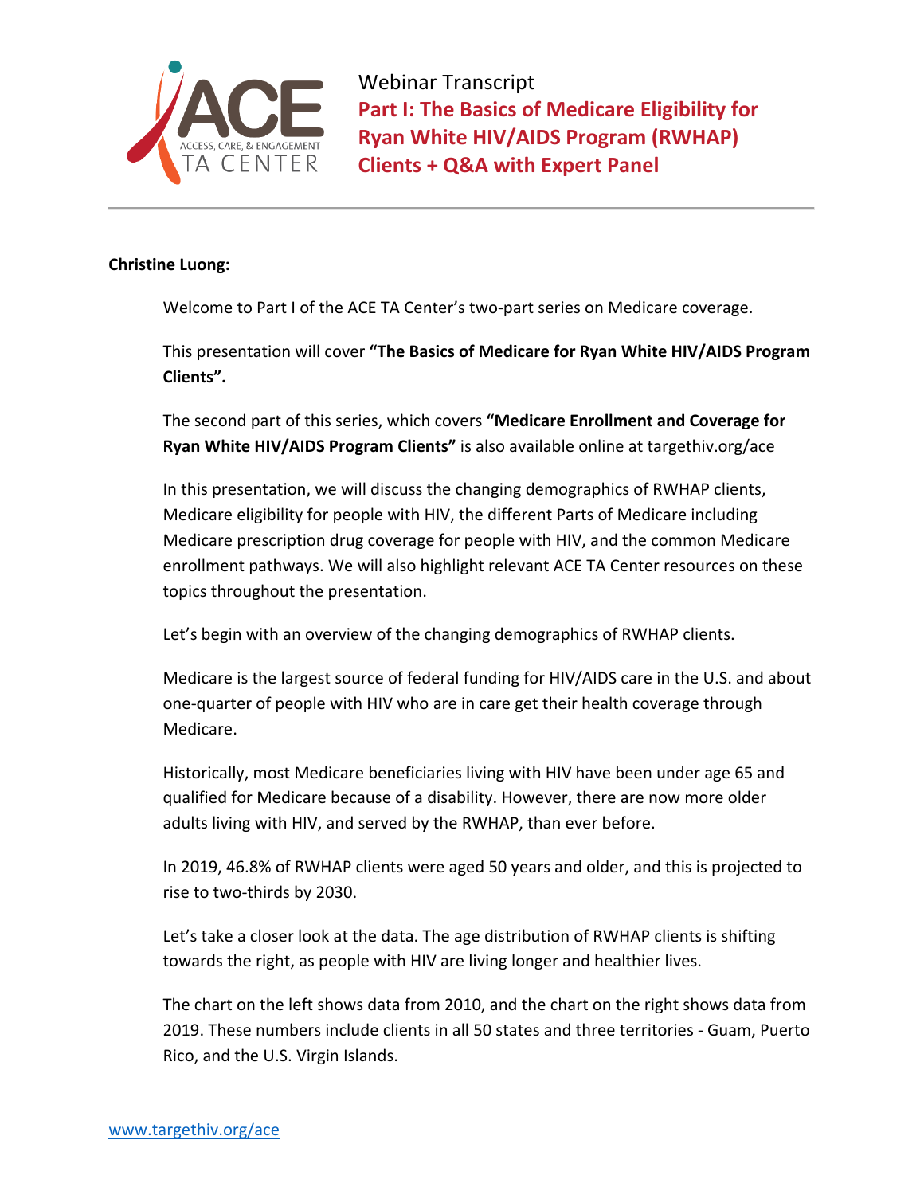Webinar Transcript

# Part I: The Basics of Medicare Eligibility for Ryan White HIV/AIDS Program (RWHAP) Clients + Q&A with Expert Panel

**Christine Luong:**

Welcome to Part I of the ACE TA Center's two-part series on Medicare coverage.

This presentation will cover **"The Basics of Medicare for Ryan White HIV/AIDS Program Clients".**

The second part of this series, which covers **"Medicare Enrollment and Coverage for Ryan White HIV/AIDS Program Clients"** is also available online at targethiv.org/ace

In this presentation, we will discuss the changing demographics of RWHAP clients, Medicare eligibility for people with HIV, the different Parts of Medicare including Medicare prescription drug coverage for people with HIV, and the common Medicare enrollment pathways. We will also highlight relevant ACE TA Center resources on these topics throughout the presentation.

Let's begin with an overview of the changing demographics of RWHAP clients.

Medicare is the largest source of federal funding for HIV/AIDS care in the U.S. and about one-quarter of people with HIV who are in care get their health coverage through Medicare.

Historically, most Medicare beneficiaries living with HIV have been under age 65 and qualified for Medicare because of a disability. However, there are now more older adults living with HIV, and served by the RWHAP, than ever before.

In 2019, 46.8% of RWHAP clients were aged 50 years and older, and this is projected to rise to two-thirds by 2030.

Let's take a closer look at the data. The age distribution of RWHAP clients is shifting towards the right, as people with HIV are living longer and healthier lives.

The chart on the left shows data from 2010, and the chart on the right shows data from 2019. These numbers include clients in all 50 states and three territories - Guam, Puerto Rico, and the U.S. Virgin Islands.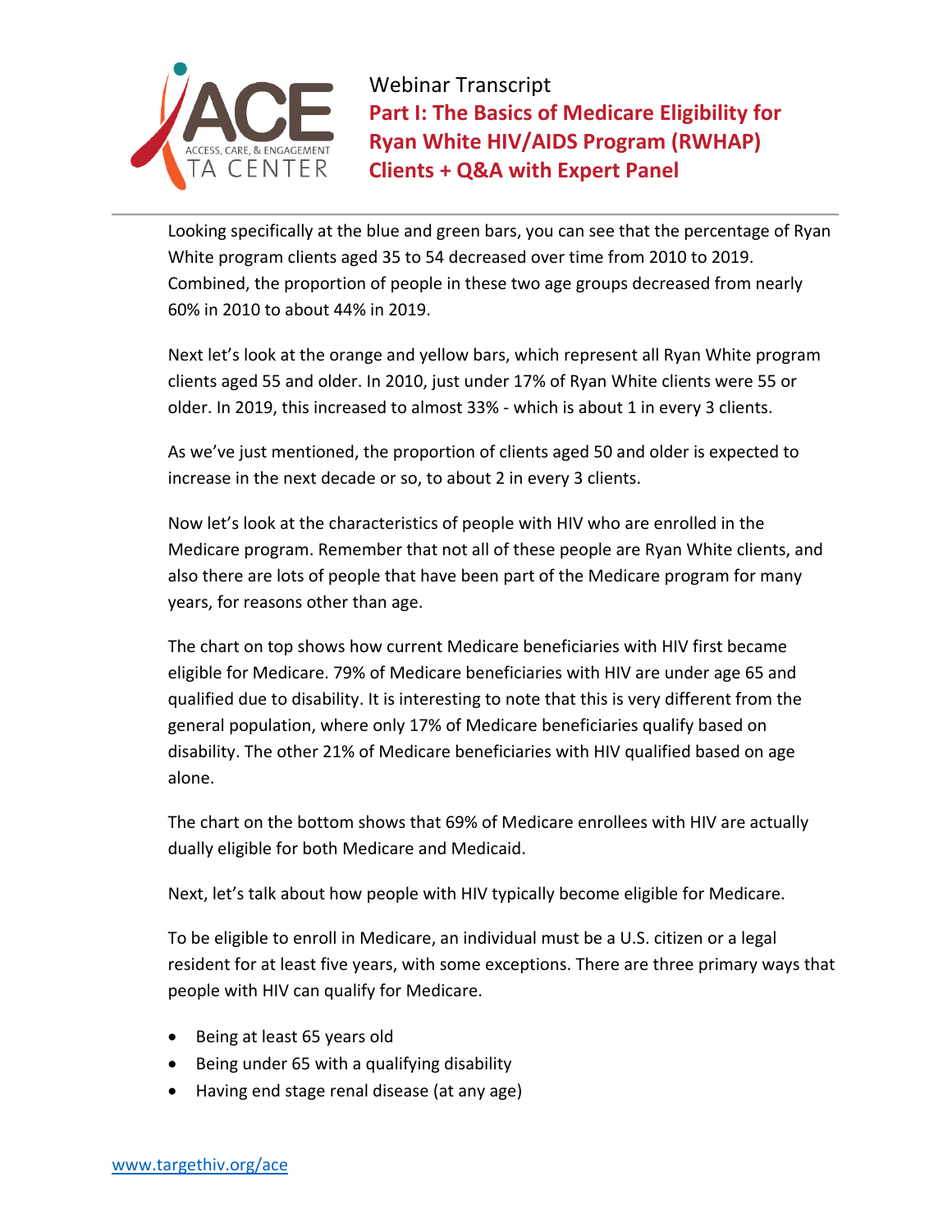Looking specifically at the blue and green bars, you can see that the percentage of Ryan White program clients aged 35 to 54 decreased over time from 2010 to 2019. Combined, the proportion of people in these two age groups decreased from nearly 60% in 2010 to about 44% in 2019.

Next let's look at the orange and yellow bars, which represent all Ryan White program clients aged 55 and older. In 2010, just under 17% of Ryan White clients were 55 or older. In 2019, this increased to almost 33% - which is about 1 in every 3 clients.

As we've just mentioned, the proportion of clients aged 50 and older is expected to increase in the next decade or so, to about 2 in every 3 clients.

Now let's look at the characteristics of people with HIV who are enrolled in the Medicare program. Remember that not all of these people are Ryan White clients, and also there are lots of people that have been part of the Medicare program for many years, for reasons other than age.

The chart on top shows how current Medicare beneficiaries with HIV first became eligible for Medicare. 79% of Medicare beneficiaries with HIV are under age 65 and qualified due to disability. It is interesting to note that this is very different from the general population, where only 17% of Medicare beneficiaries qualify based on disability. The other 21% of Medicare beneficiaries with HIV qualified based on age alone.

The chart on the bottom shows that 69% of Medicare enrollees with HIV are actually dually eligible for both Medicare and Medicaid.

Next, let's talk about how people with HIV typically become eligible for Medicare.

To be eligible to enroll in Medicare, an individual must be a U.S. citizen or a legal resident for at least five years, with some exceptions. There are three primary ways that people with HIV can qualify for Medicare.

- Being at least 65 years old
- Being under 65 with a qualifying disability
- Having end stage renal disease (at any age)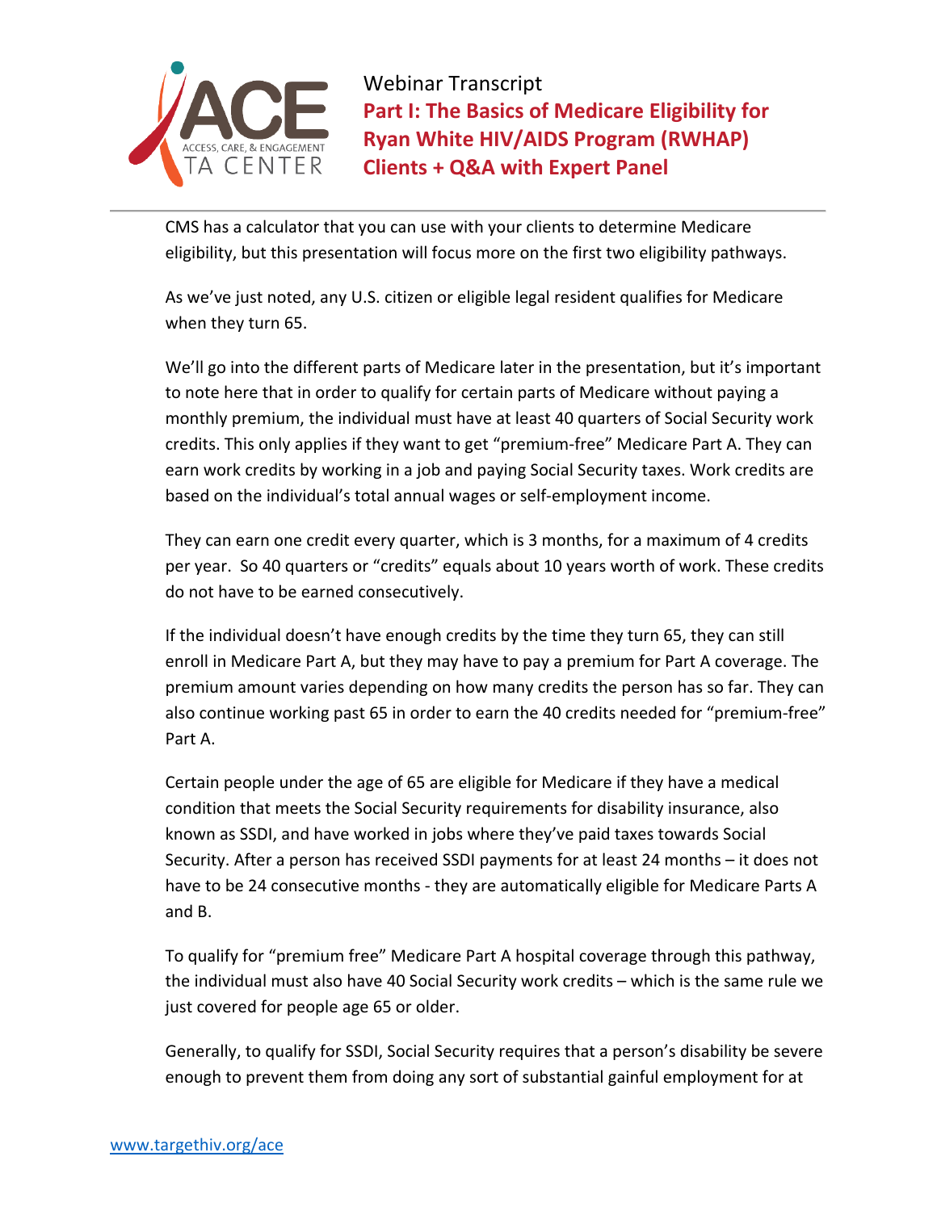CMS has a calculator that you can use with your clients to determine Medicare eligibility, but this presentation will focus more on the first two eligibility pathways.

As we've just noted, any U.S. citizen or eligible legal resident qualifies for Medicare when they turn 65.

We'll go into the different parts of Medicare later in the presentation, but it's important to note here that in order to qualify for certain parts of Medicare without paying a monthly premium, the individual must have at least 40 quarters of Social Security work credits. This only applies if they want to get "premium-free" Medicare Part A. They can earn work credits by working in a job and paying Social Security taxes. Work credits are based on the individual's total annual wages or self-employment income.

They can earn one credit every quarter, which is 3 months, for a maximum of 4 credits per year. So 40 quarters or "credits" equals about 10 years worth of work. These credits do not have to be earned consecutively.

If the individual doesn't have enough credits by the time they turn 65, they can still enroll in Medicare Part A, but they may have to pay a premium for Part A coverage. The premium amount varies depending on how many credits the person has so far. They can also continue working past 65 in order to earn the 40 credits needed for "premium-free" Part A.

Certain people under the age of 65 are eligible for Medicare if they have a medical condition that meets the Social Security requirements for disability insurance, also known as SSDI, and have worked in jobs where they've paid taxes towards Social Security. After a person has received SSDI payments for at least 24 months – it does not have to be 24 consecutive months - they are automatically eligible for Medicare Parts A and B.

To qualify for "premium free" Medicare Part A hospital coverage through this pathway, the individual must also have 40 Social Security work credits – which is the same rule we just covered for people age 65 or older.

Generally, to qualify for SSDI, Social Security requires that a person's disability be severe enough to prevent them from doing any sort of substantial gainful employment for at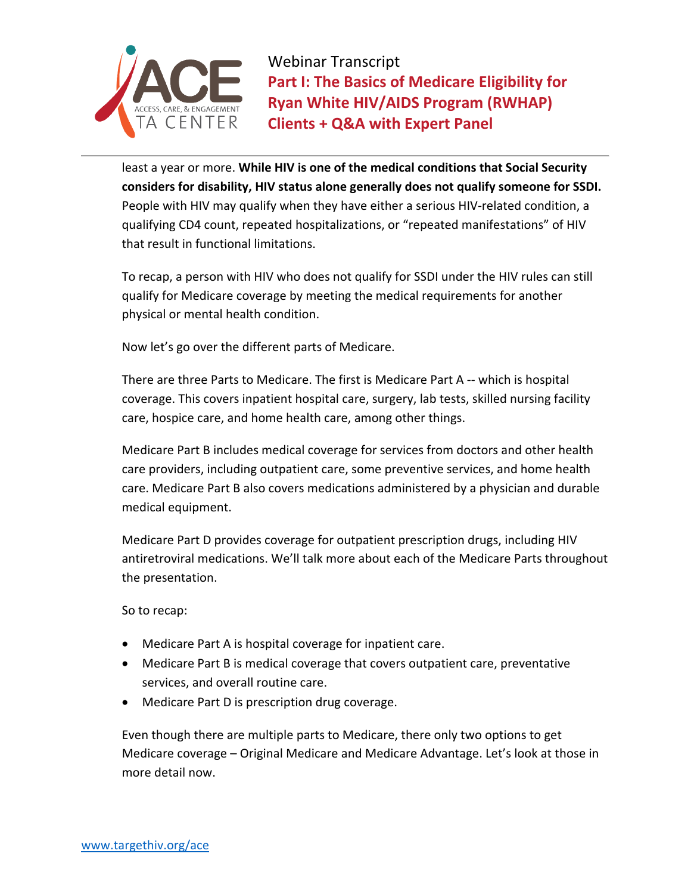least a year or more. **While HIV is one of the medical conditions that Social Security considers for disability, HIV status alone generally does not qualify someone for SSDI.** People with HIV may qualify when they have either a serious HIV-related condition, a qualifying CD4 count, repeated hospitalizations, or "repeated manifestations" of HIV that result in functional limitations.

To recap, a person with HIV who does not qualify for SSDI under the HIV rules can still qualify for Medicare coverage by meeting the medical requirements for another physical or mental health condition.

Now let's go over the different parts of Medicare.

There are three Parts to Medicare. The first is Medicare Part A -- which is hospital coverage. This covers inpatient hospital care, surgery, lab tests, skilled nursing facility care, hospice care, and home health care, among other things.

Medicare Part B includes medical coverage for services from doctors and other health care providers, including outpatient care, some preventive services, and home health care. Medicare Part B also covers medications administered by a physician and durable medical equipment.

Medicare Part D provides coverage for outpatient prescription drugs, including HIV antiretroviral medications. We'll talk more about each of the Medicare Parts throughout the presentation.

So to recap:

- Medicare Part A is hospital coverage for inpatient care.
- Medicare Part B is medical coverage that covers outpatient care, preventative services, and overall routine care.
- Medicare Part D is prescription drug coverage.

Even though there are multiple parts to Medicare, there only two options to get Medicare coverage – Original Medicare and Medicare Advantage. Let's look at those in more detail now.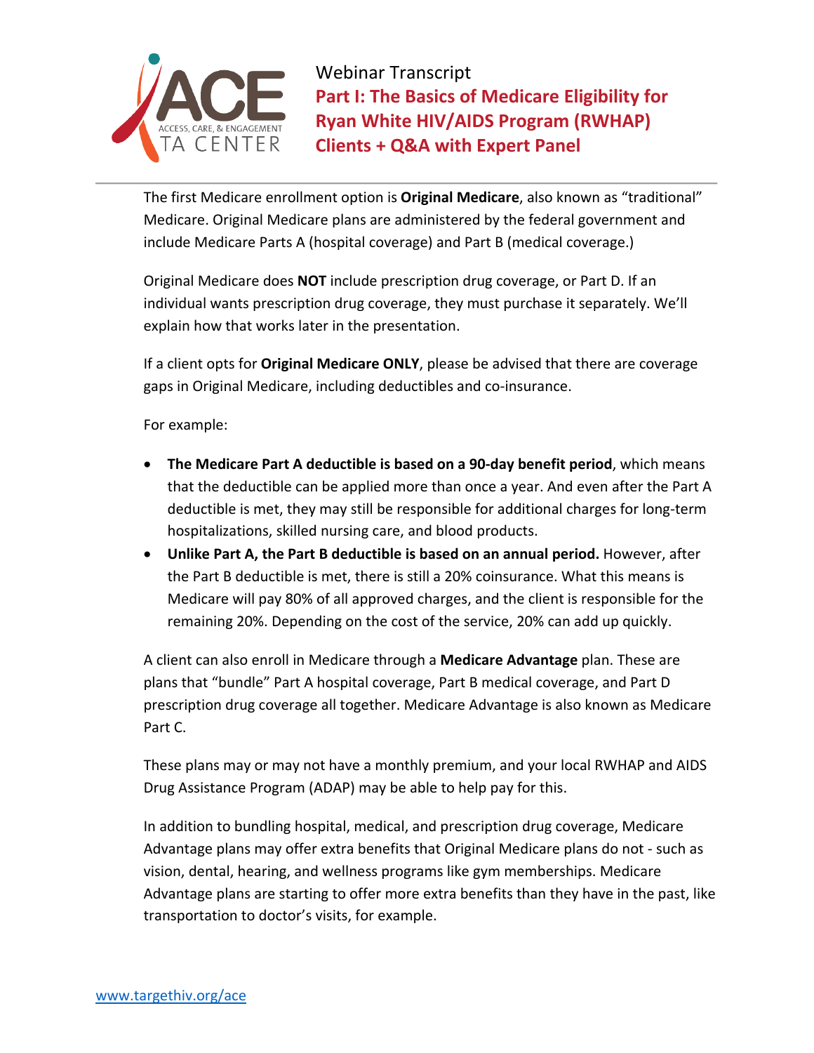The first Medicare enrollment option is **Original Medicare**, also known as "traditional" Medicare. Original Medicare plans are administered by the federal government and include Medicare Parts A (hospital coverage) and Part B (medical coverage.)

Original Medicare does **NOT** include prescription drug coverage, or Part D. If an individual wants prescription drug coverage, they must purchase it separately. We'll explain how that works later in the presentation.

If a client opts for **Original Medicare ONLY**, please be advised that there are coverage gaps in Original Medicare, including deductibles and co-insurance.

For example:

- **The Medicare Part A deductible is based on a 90-day benefit period**, which means that the deductible can be applied more than once a year. And even after the Part A deductible is met, they may still be responsible for additional charges for long-term hospitalizations, skilled nursing care, and blood products.
- **Unlike Part A, the Part B deductible is based on an annual period.** However, after the Part B deductible is met, there is still a 20% coinsurance. What this means is Medicare will pay 80% of all approved charges, and the client is responsible for the remaining 20%. Depending on the cost of the service, 20% can add up quickly.

A client can also enroll in Medicare through a **Medicare Advantage** plan. These are plans that "bundle" Part A hospital coverage, Part B medical coverage, and Part D prescription drug coverage all together. Medicare Advantage is also known as Medicare Part C.

These plans may or may not have a monthly premium, and your local RWHAP and AIDS Drug Assistance Program (ADAP) may be able to help pay for this.

In addition to bundling hospital, medical, and prescription drug coverage, Medicare Advantage plans may offer extra benefits that Original Medicare plans do not - such as vision, dental, hearing, and wellness programs like gym memberships. Medicare Advantage plans are starting to offer more extra benefits than they have in the past, like transportation to doctor's visits, for example.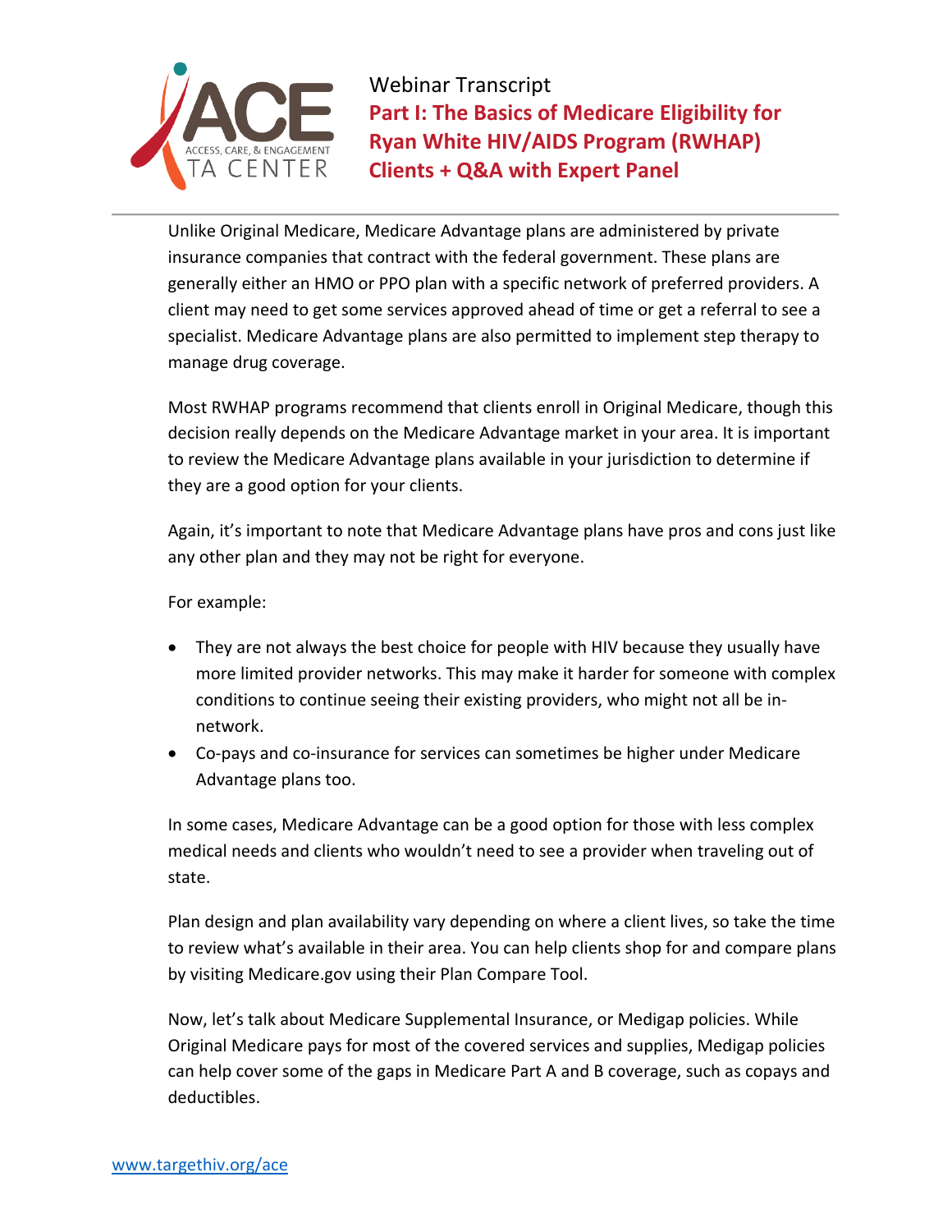Unlike Original Medicare, Medicare Advantage plans are administered by private insurance companies that contract with the federal government. These plans are generally either an HMO or PPO plan with a specific network of preferred providers. A client may need to get some services approved ahead of time or get a referral to see a specialist. Medicare Advantage plans are also permitted to implement step therapy to manage drug coverage.

Most RWHAP programs recommend that clients enroll in Original Medicare, though this decision really depends on the Medicare Advantage market in your area. It is important to review the Medicare Advantage plans available in your jurisdiction to determine if they are a good option for your clients.

Again, it's important to note that Medicare Advantage plans have pros and cons just like any other plan and they may not be right for everyone.

For example:

- They are not always the best choice for people with HIV because they usually have more limited provider networks. This may make it harder for someone with complex conditions to continue seeing their existing providers, who might not all be in-network.
- Co-pays and co-insurance for services can sometimes be higher under Medicare Advantage plans too.

In some cases, Medicare Advantage can be a good option for those with less complex medical needs and clients who wouldn't need to see a provider when traveling out of state.

Plan design and plan availability vary depending on where a client lives, so take the time to review what's available in their area. You can help clients shop for and compare plans by visiting Medicare.gov using their Plan Compare Tool.

Now, let's talk about Medicare Supplemental Insurance, or Medigap policies. While Original Medicare pays for most of the covered services and supplies, Medigap policies can help cover some of the gaps in Medicare Part A and B coverage, such as copays and deductibles.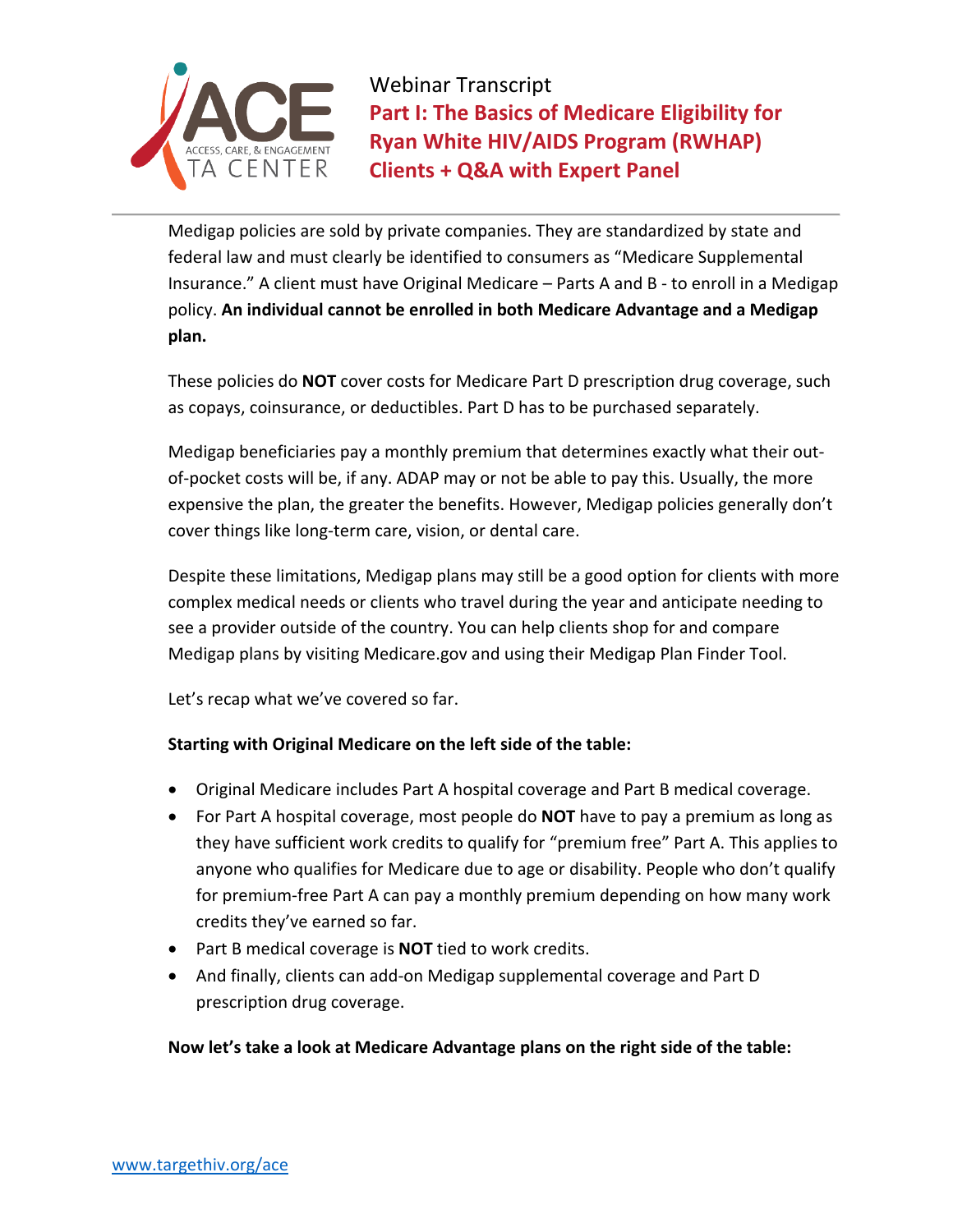Medigap policies are sold by private companies. They are standardized by state and federal law and must clearly be identified to consumers as "Medicare Supplemental Insurance." A client must have Original Medicare – Parts A and B - to enroll in a Medigap policy. **An individual cannot be enrolled in both Medicare Advantage and a Medigap plan.**

These policies do **NOT** cover costs for Medicare Part D prescription drug coverage, such as copays, coinsurance, or deductibles. Part D has to be purchased separately.

Medigap beneficiaries pay a monthly premium that determines exactly what their out-of-pocket costs will be, if any. ADAP may or not be able to pay this. Usually, the more expensive the plan, the greater the benefits. However, Medigap policies generally don't cover things like long-term care, vision, or dental care.

Despite these limitations, Medigap plans may still be a good option for clients with more complex medical needs or clients who travel during the year and anticipate needing to see a provider outside of the country. You can help clients shop for and compare Medigap plans by visiting Medicare.gov and using their Medigap Plan Finder Tool.

Let's recap what we've covered so far.

**Starting with Original Medicare on the left side of the table:**

- Original Medicare includes Part A hospital coverage and Part B medical coverage.
- For Part A hospital coverage, most people do **NOT** have to pay a premium as long as they have sufficient work credits to qualify for "premium free" Part A. This applies to anyone who qualifies for Medicare due to age or disability. People who don't qualify for premium-free Part A can pay a monthly premium depending on how many work credits they've earned so far.
- Part B medical coverage is **NOT** tied to work credits.
- And finally, clients can add-on Medigap supplemental coverage and Part D prescription drug coverage.

**Now let's take a look at Medicare Advantage plans on the right side of the table:**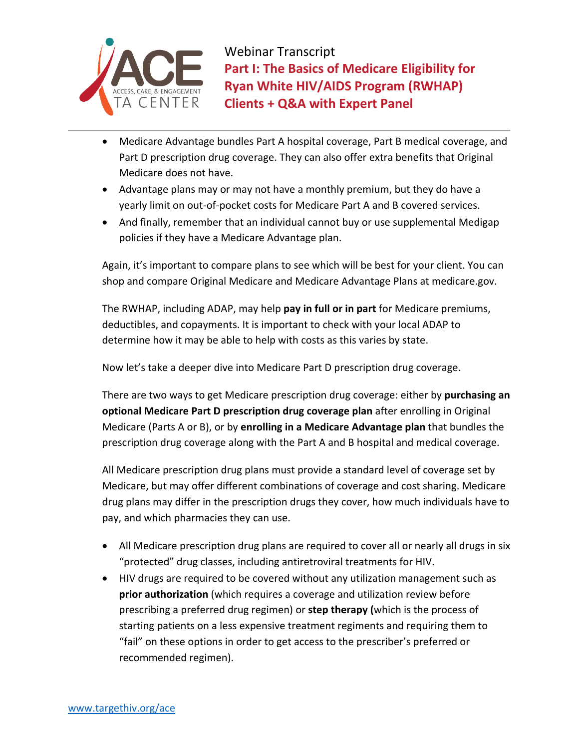- Medicare Advantage bundles Part A hospital coverage, Part B medical coverage, and Part D prescription drug coverage. They can also offer extra benefits that Original Medicare does not have.
- Advantage plans may or may not have a monthly premium, but they do have a yearly limit on out-of-pocket costs for Medicare Part A and B covered services.
- And finally, remember that an individual cannot buy or use supplemental Medigap policies if they have a Medicare Advantage plan.

Again, it's important to compare plans to see which will be best for your client. You can shop and compare Original Medicare and Medicare Advantage Plans at medicare.gov.

The RWHAP, including ADAP, may help **pay in full or in part** for Medicare premiums, deductibles, and copayments. It is important to check with your local ADAP to determine how it may be able to help with costs as this varies by state.

Now let's take a deeper dive into Medicare Part D prescription drug coverage.

There are two ways to get Medicare prescription drug coverage: either by **purchasing an optional Medicare Part D prescription drug coverage plan** after enrolling in Original Medicare (Parts A or B), or by **enrolling in a Medicare Advantage plan** that bundles the prescription drug coverage along with the Part A and B hospital and medical coverage.

All Medicare prescription drug plans must provide a standard level of coverage set by Medicare, but may offer different combinations of coverage and cost sharing. Medicare drug plans may differ in the prescription drugs they cover, how much individuals have to pay, and which pharmacies they can use.

- All Medicare prescription drug plans are required to cover all or nearly all drugs in six "protected" drug classes, including antiretroviral treatments for HIV.
- HIV drugs are required to be covered without any utilization management such as **prior authorization** (which requires a coverage and utilization review before prescribing a preferred drug regimen) or **step therapy (**which is the process of starting patients on a less expensive treatment regiments and requiring them to "fail" on these options in order to get access to the prescriber's preferred or recommended regimen).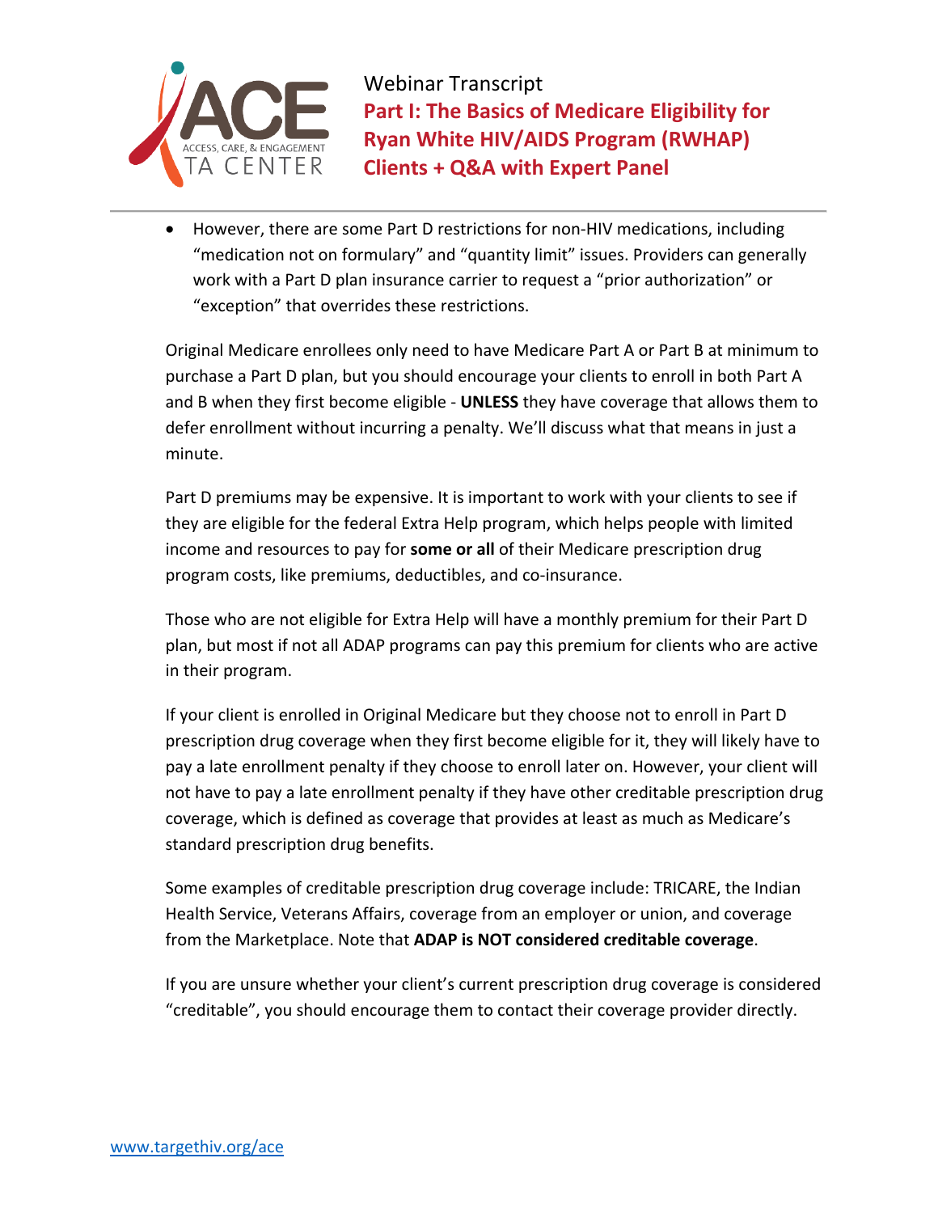- However, there are some Part D restrictions for non-HIV medications, including "medication not on formulary" and "quantity limit" issues. Providers can generally work with a Part D plan insurance carrier to request a "prior authorization" or "exception" that overrides these restrictions.

Original Medicare enrollees only need to have Medicare Part A or Part B at minimum to purchase a Part D plan, but you should encourage your clients to enroll in both Part A and B when they first become eligible - **UNLESS** they have coverage that allows them to defer enrollment without incurring a penalty. We'll discuss what that means in just a minute.

Part D premiums may be expensive. It is important to work with your clients to see if they are eligible for the federal Extra Help program, which helps people with limited income and resources to pay for **some or all** of their Medicare prescription drug program costs, like premiums, deductibles, and co-insurance.

Those who are not eligible for Extra Help will have a monthly premium for their Part D plan, but most if not all ADAP programs can pay this premium for clients who are active in their program.

If your client is enrolled in Original Medicare but they choose not to enroll in Part D prescription drug coverage when they first become eligible for it, they will likely have to pay a late enrollment penalty if they choose to enroll later on. However, your client will not have to pay a late enrollment penalty if they have other creditable prescription drug coverage, which is defined as coverage that provides at least as much as Medicare's standard prescription drug benefits.

Some examples of creditable prescription drug coverage include: TRICARE, the Indian Health Service, Veterans Affairs, coverage from an employer or union, and coverage from the Marketplace. Note that **ADAP is NOT considered creditable coverage**.

If you are unsure whether your client's current prescription drug coverage is considered "creditable", you should encourage them to contact their coverage provider directly.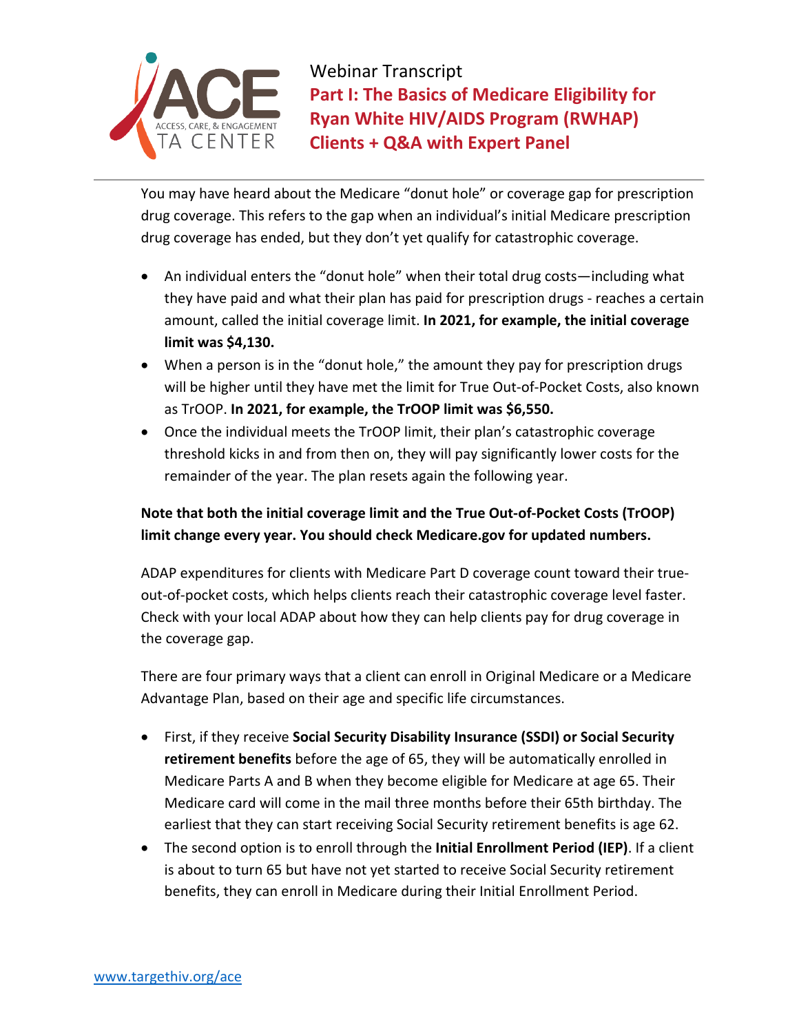You may have heard about the Medicare "donut hole" or coverage gap for prescription drug coverage. This refers to the gap when an individual's initial Medicare prescription drug coverage has ended, but they don't yet qualify for catastrophic coverage.

- An individual enters the "donut hole" when their total drug costs—including what they have paid and what their plan has paid for prescription drugs - reaches a certain amount, called the initial coverage limit. **In 2021, for example, the initial coverage limit was $4,130.**
- When a person is in the "donut hole," the amount they pay for prescription drugs will be higher until they have met the limit for True Out-of-Pocket Costs, also known as TrOOP. **In 2021, for example, the TrOOP limit was $6,550.**
- Once the individual meets the TrOOP limit, their plan's catastrophic coverage threshold kicks in and from then on, they will pay significantly lower costs for the remainder of the year. The plan resets again the following year.

**Note that both the initial coverage limit and the True Out-of-Pocket Costs (TrOOP) limit change every year. You should check Medicare.gov for updated numbers.**

ADAP expenditures for clients with Medicare Part D coverage count toward their true-out-of-pocket costs, which helps clients reach their catastrophic coverage level faster. Check with your local ADAP about how they can help clients pay for drug coverage in the coverage gap.

There are four primary ways that a client can enroll in Original Medicare or a Medicare Advantage Plan, based on their age and specific life circumstances.

- First, if they receive **Social Security Disability Insurance (SSDI) or Social Security retirement benefits** before the age of 65, they will be automatically enrolled in Medicare Parts A and B when they become eligible for Medicare at age 65. Their Medicare card will come in the mail three months before their 65th birthday. The earliest that they can start receiving Social Security retirement benefits is age 62.
- The second option is to enroll through the **Initial Enrollment Period (IEP)**. If a client is about to turn 65 but have not yet started to receive Social Security retirement benefits, they can enroll in Medicare during their Initial Enrollment Period.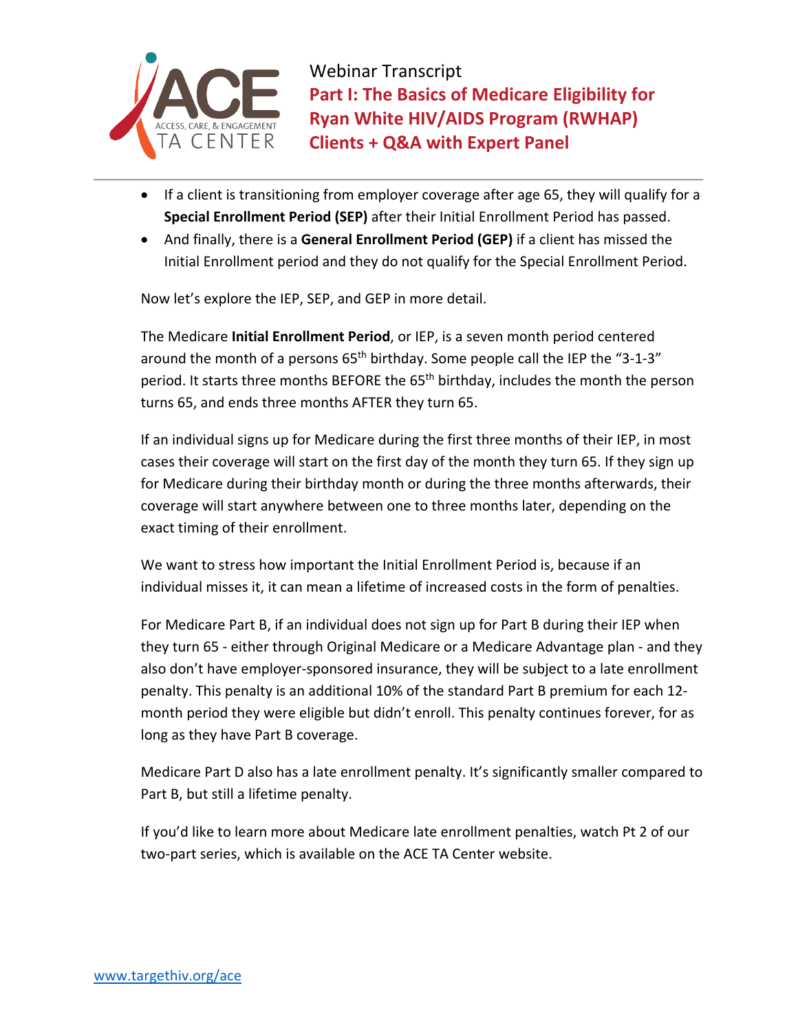- If a client is transitioning from employer coverage after age 65, they will qualify for a **Special Enrollment Period (SEP)** after their Initial Enrollment Period has passed.
- And finally, there is a **General Enrollment Period (GEP)** if a client has missed the Initial Enrollment period and they do not qualify for the Special Enrollment Period.

Now let's explore the IEP, SEP, and GEP in more detail.

The Medicare **Initial Enrollment Period**, or IEP, is a seven month period centered around the month of a persons 65th birthday. Some people call the IEP the "3-1-3" period. It starts three months BEFORE the 65th birthday, includes the month the person turns 65, and ends three months AFTER they turn 65.

If an individual signs up for Medicare during the first three months of their IEP, in most cases their coverage will start on the first day of the month they turn 65. If they sign up for Medicare during their birthday month or during the three months afterwards, their coverage will start anywhere between one to three months later, depending on the exact timing of their enrollment.

We want to stress how important the Initial Enrollment Period is, because if an individual misses it, it can mean a lifetime of increased costs in the form of penalties.

For Medicare Part B, if an individual does not sign up for Part B during their IEP when they turn 65 - either through Original Medicare or a Medicare Advantage plan - and they also don't have employer-sponsored insurance, they will be subject to a late enrollment penalty. This penalty is an additional 10% of the standard Part B premium for each 12-month period they were eligible but didn't enroll. This penalty continues forever, for as long as they have Part B coverage.

Medicare Part D also has a late enrollment penalty. It's significantly smaller compared to Part B, but still a lifetime penalty.

If you'd like to learn more about Medicare late enrollment penalties, watch Pt 2 of our two-part series, which is available on the ACE TA Center website.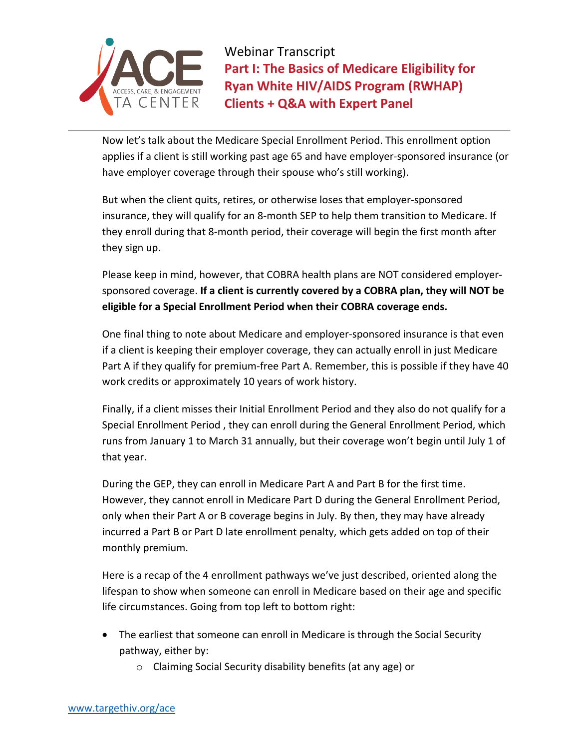Now let's talk about the Medicare Special Enrollment Period. This enrollment option applies if a client is still working past age 65 and have employer-sponsored insurance (or have employer coverage through their spouse who's still working).

But when the client quits, retires, or otherwise loses that employer-sponsored insurance, they will qualify for an 8-month SEP to help them transition to Medicare. If they enroll during that 8-month period, their coverage will begin the first month after they sign up.

Please keep in mind, however, that COBRA health plans are NOT considered employer-sponsored coverage. **If a client is currently covered by a COBRA plan, they will NOT be eligible for a Special Enrollment Period when their COBRA coverage ends.**

One final thing to note about Medicare and employer-sponsored insurance is that even if a client is keeping their employer coverage, they can actually enroll in just Medicare Part A if they qualify for premium-free Part A. Remember, this is possible if they have 40 work credits or approximately 10 years of work history.

Finally, if a client misses their Initial Enrollment Period and they also do not qualify for a Special Enrollment Period , they can enroll during the General Enrollment Period, which runs from January 1 to March 31 annually, but their coverage won't begin until July 1 of that year.

During the GEP, they can enroll in Medicare Part A and Part B for the first time. However, they cannot enroll in Medicare Part D during the General Enrollment Period, only when their Part A or B coverage begins in July. By then, they may have already incurred a Part B or Part D late enrollment penalty, which gets added on top of their monthly premium.

Here is a recap of the 4 enrollment pathways we've just described, oriented along the lifespan to show when someone can enroll in Medicare based on their age and specific life circumstances. Going from top left to bottom right:

- The earliest that someone can enroll in Medicare is through the Social Security pathway, either by:
  - Claiming Social Security disability benefits (at any age) or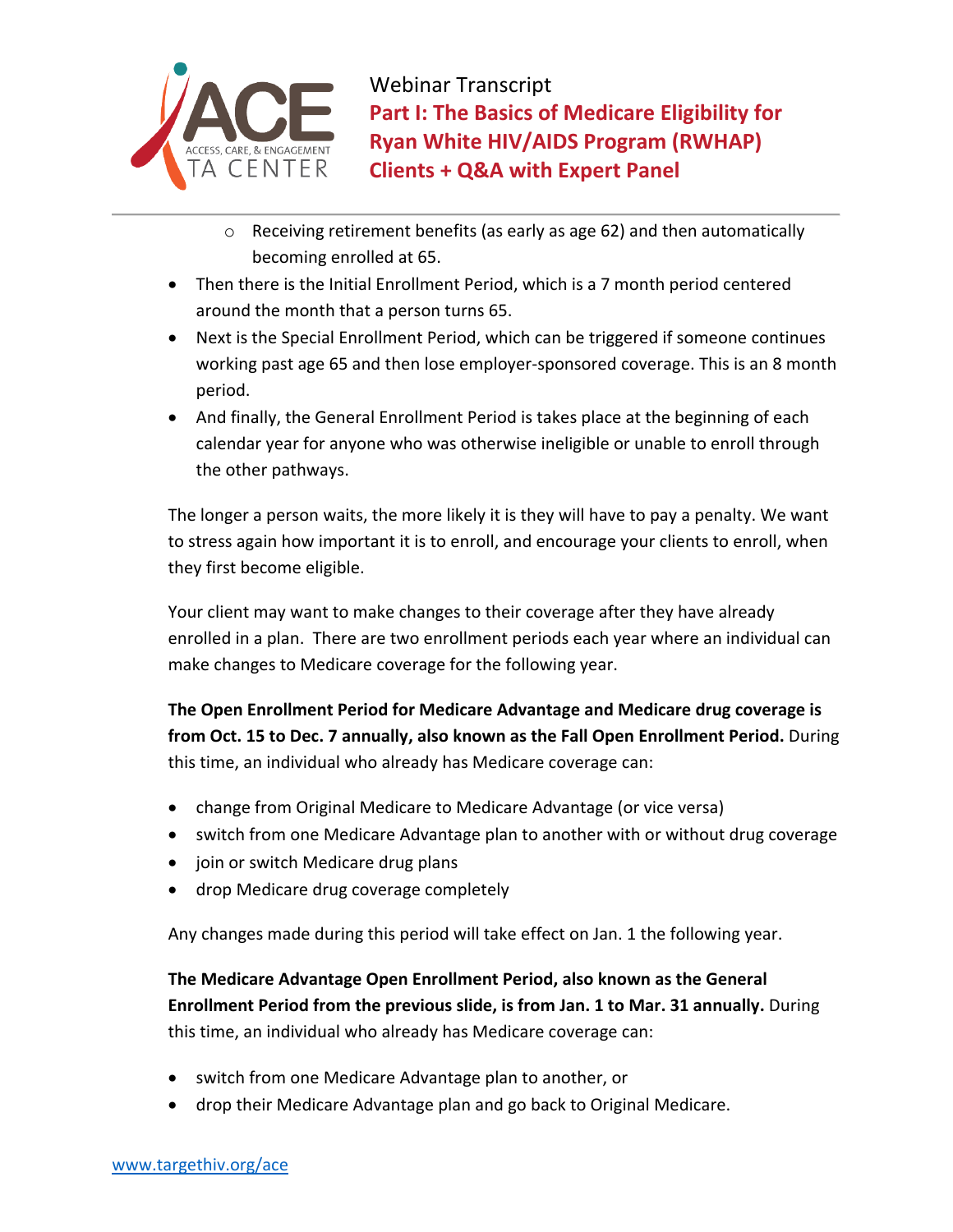- Receiving retirement benefits (as early as age 62) and then automatically becoming enrolled at 65.
- Then there is the Initial Enrollment Period, which is a 7 month period centered around the month that a person turns 65.
- Next is the Special Enrollment Period, which can be triggered if someone continues working past age 65 and then lose employer-sponsored coverage. This is an 8 month period.
- And finally, the General Enrollment Period is takes place at the beginning of each calendar year for anyone who was otherwise ineligible or unable to enroll through the other pathways.

The longer a person waits, the more likely it is they will have to pay a penalty. We want to stress again how important it is to enroll, and encourage your clients to enroll, when they first become eligible.

Your client may want to make changes to their coverage after they have already enrolled in a plan. There are two enrollment periods each year where an individual can make changes to Medicare coverage for the following year.

**The Open Enrollment Period for Medicare Advantage and Medicare drug coverage is from Oct. 15 to Dec. 7 annually, also known as the Fall Open Enrollment Period.** During this time, an individual who already has Medicare coverage can:

- change from Original Medicare to Medicare Advantage (or vice versa)
- switch from one Medicare Advantage plan to another with or without drug coverage
- join or switch Medicare drug plans
- drop Medicare drug coverage completely

Any changes made during this period will take effect on Jan. 1 the following year.

**The Medicare Advantage Open Enrollment Period, also known as the General Enrollment Period from the previous slide, is from Jan. 1 to Mar. 31 annually.** During this time, an individual who already has Medicare coverage can:

- switch from one Medicare Advantage plan to another, or
- drop their Medicare Advantage plan and go back to Original Medicare.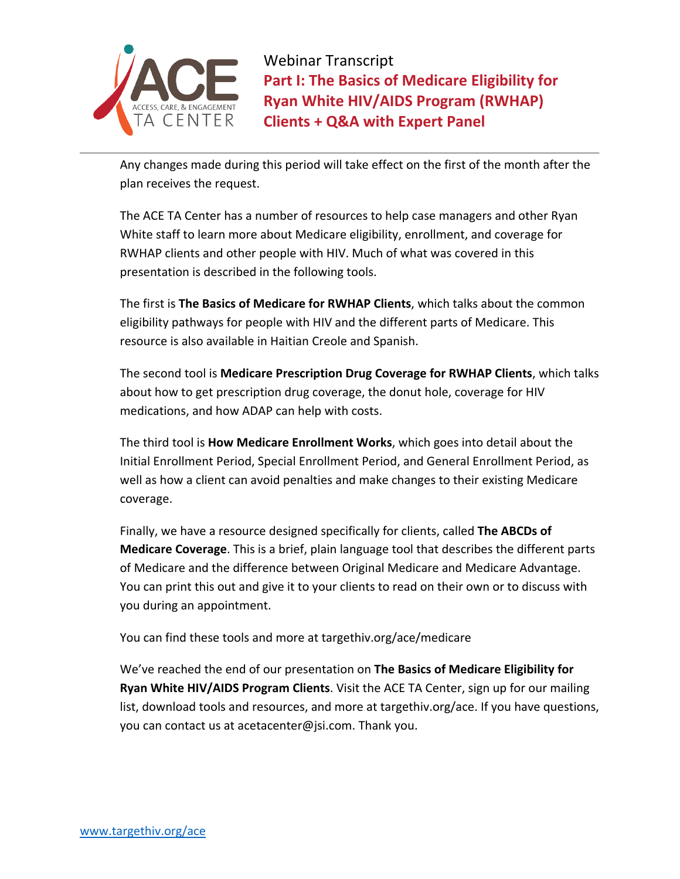Any changes made during this period will take effect on the first of the month after the plan receives the request.

The ACE TA Center has a number of resources to help case managers and other Ryan White staff to learn more about Medicare eligibility, enrollment, and coverage for RWHAP clients and other people with HIV. Much of what was covered in this presentation is described in the following tools.

The first is **The Basics of Medicare for RWHAP Clients**, which talks about the common eligibility pathways for people with HIV and the different parts of Medicare. This resource is also available in Haitian Creole and Spanish.

The second tool is **Medicare Prescription Drug Coverage for RWHAP Clients**, which talks about how to get prescription drug coverage, the donut hole, coverage for HIV medications, and how ADAP can help with costs.

The third tool is **How Medicare Enrollment Works**, which goes into detail about the Initial Enrollment Period, Special Enrollment Period, and General Enrollment Period, as well as how a client can avoid penalties and make changes to their existing Medicare coverage.

Finally, we have a resource designed specifically for clients, called **The ABCDs of Medicare Coverage**. This is a brief, plain language tool that describes the different parts of Medicare and the difference between Original Medicare and Medicare Advantage. You can print this out and give it to your clients to read on their own or to discuss with you during an appointment.

You can find these tools and more at targethiv.org/ace/medicare

We've reached the end of our presentation on **The Basics of Medicare Eligibility for Ryan White HIV/AIDS Program Clients**. Visit the ACE TA Center, sign up for our mailing list, download tools and resources, and more at targethiv.org/ace. If you have questions, you can contact us at acetacenter@jsi.com. Thank you.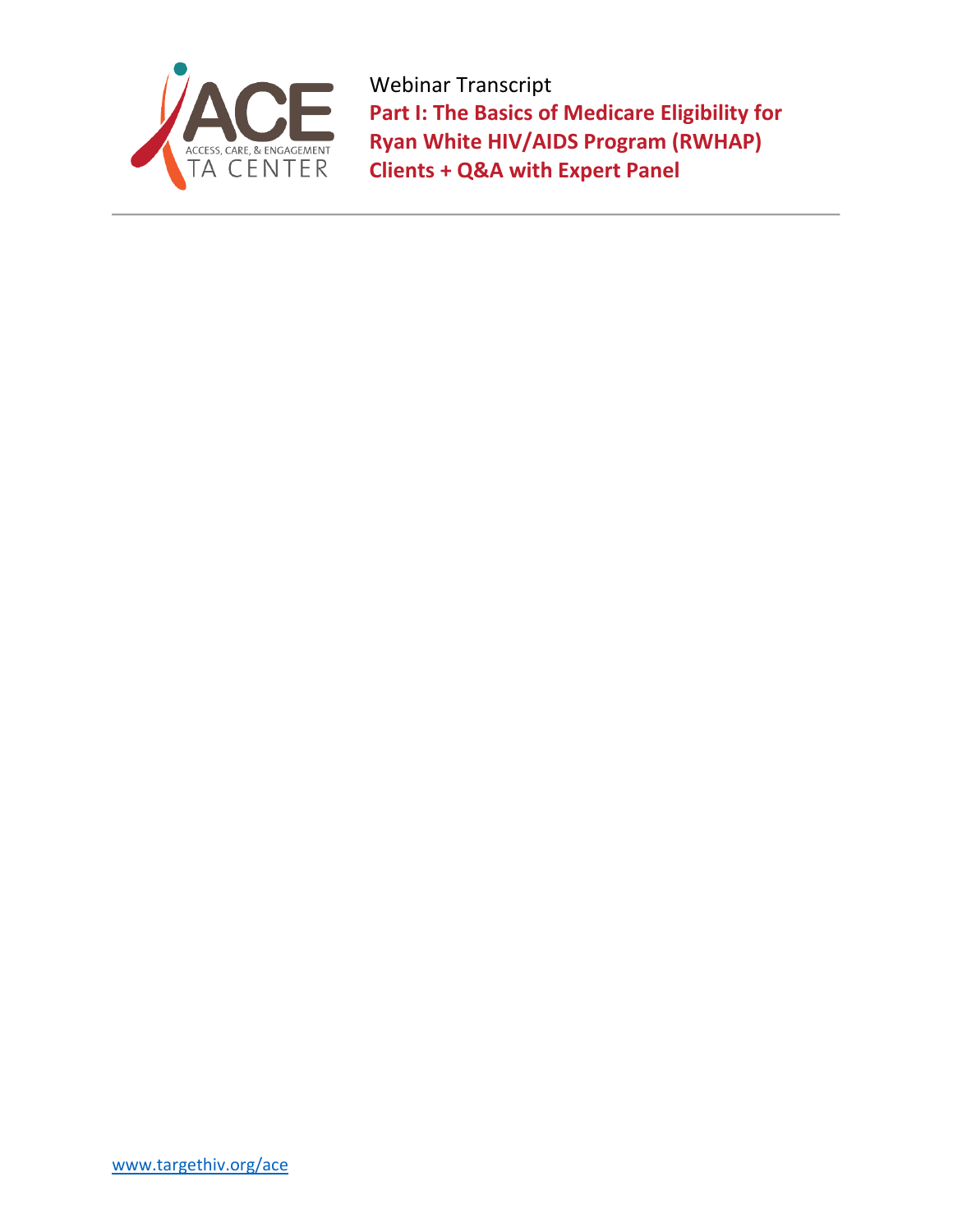ACE
ACCESS, CARE, & ENGAGEMENT
TA CENTER

Webinar Transcript

**Part I: The Basics of Medicare Eligibility for Ryan White HIV/AIDS Program (RWHAP) Clients + Q&A with Expert Panel**

www.targethiv.org/ace